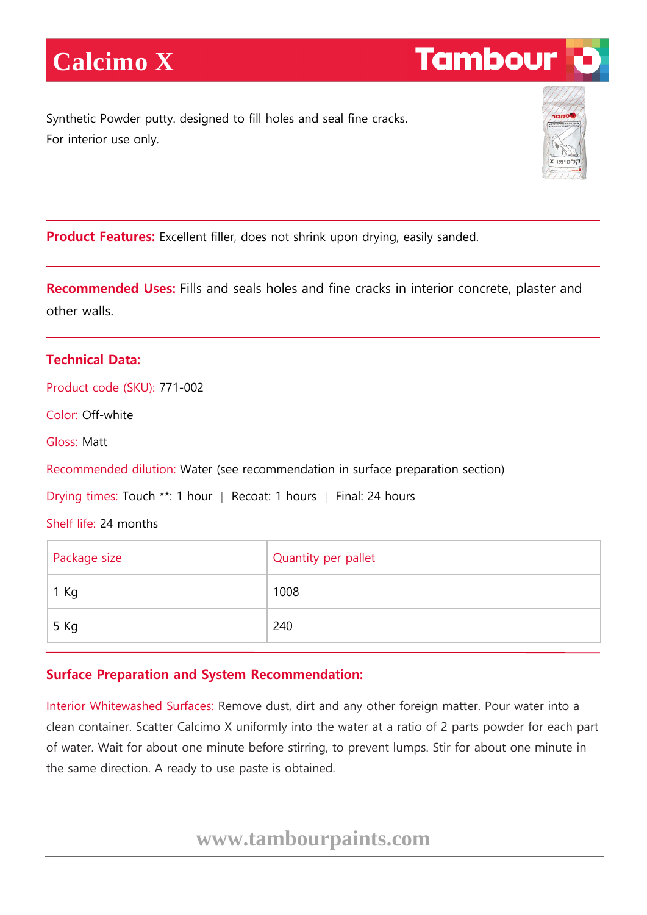# Calcimo X

Tambour

Synthetic Powder putty. designed to fill holes and seal fine cracks.
For interior use only.

**Product Features:** Excellent filler, does not shrink upon drying, easily sanded.

**Recommended Uses:** Fills and seals holes and fine cracks in interior concrete, plaster and other walls.

## Technical Data:

Product code (SKU): 771-002

Color: Off-white

Gloss: Matt

Recommended dilution: Water (see recommendation in surface preparation section)

Drying times: Touch **: 1 hour | Recoat: 1 hours | Final: 24 hours

Shelf life: 24 months

| Package size | Quantity per pallet |
|---|---|
| 1 Kg | 1008 |
| 5 Kg | 240 |

## Surface Preparation and System Recommendation:

Interior Whitewashed Surfaces: Remove dust, dirt and any other foreign matter. Pour water into a clean container. Scatter Calcimo X uniformly into the water at a ratio of 2 parts powder for each part of water. Wait for about one minute before stirring, to prevent lumps. Stir for about one minute in the same direction. A ready to use paste is obtained.

www.tambourpaints.com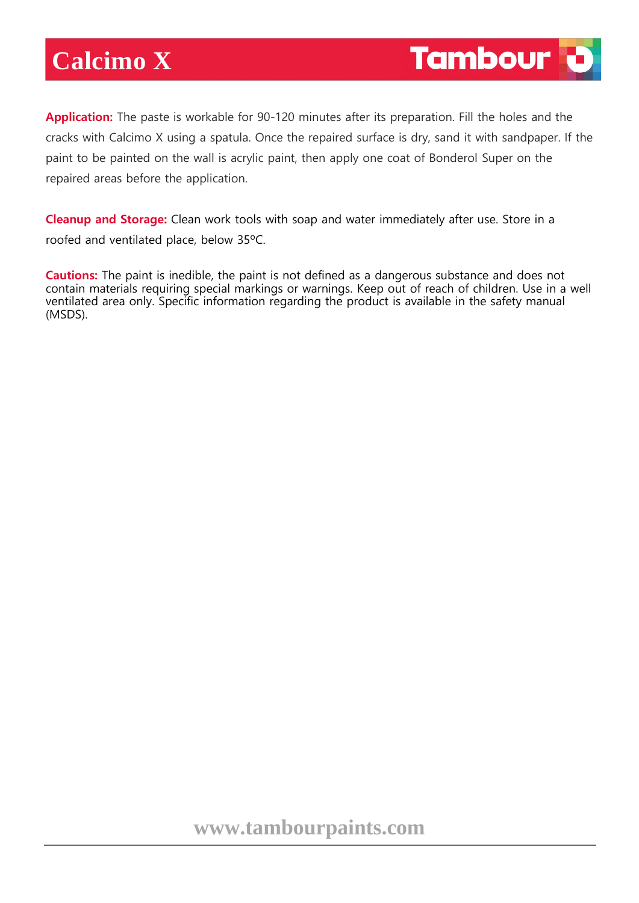**Application:** The paste is workable for 90-120 minutes after its preparation. Fill the holes and the cracks with Calcimo X using a spatula. Once the repaired surface is dry, sand it with sandpaper. If the paint to be painted on the wall is acrylic paint, then apply one coat of Bonderol Super on the repaired areas before the application.

**Cleanup and Storage:** Clean work tools with soap and water immediately after use. Store in a roofed and ventilated place, below 35ºC.

**Cautions:** The paint is inedible, the paint is not defined as a dangerous substance and does not contain materials requiring special markings or warnings. Keep out of reach of children. Use in a well ventilated area only. Specific information regarding the product is available in the safety manual (MSDS).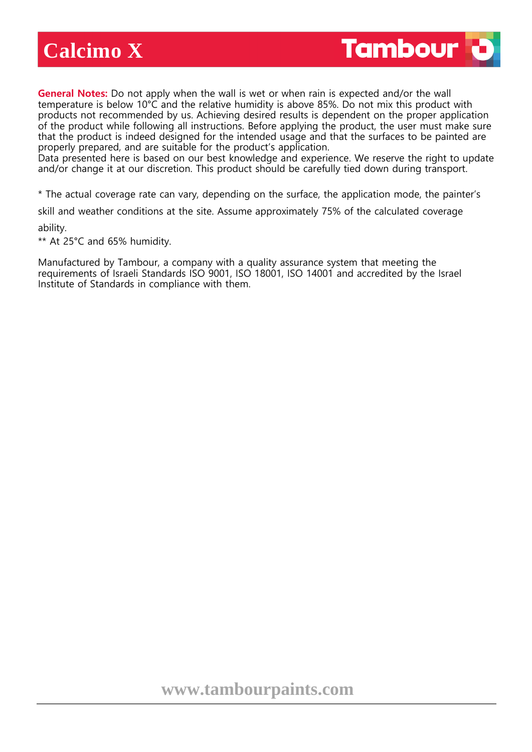**General Notes:** Do not apply when the wall is wet or when rain is expected and/or the wall temperature is below 10°C and the relative humidity is above 85%. Do not mix this product with products not recommended by us. Achieving desired results is dependent on the proper application of the product while following all instructions. Before applying the product, the user must make sure that the product is indeed designed for the intended usage and that the surfaces to be painted are properly prepared, and are suitable for the product's application.
Data presented here is based on our best knowledge and experience. We reserve the right to update and/or change it at our discretion. This product should be carefully tied down during transport.

* The actual coverage rate can vary, depending on the surface, the application mode, the painter's skill and weather conditions at the site. Assume approximately 75% of the calculated coverage ability.
** At 25°C and 65% humidity.

Manufactured by Tambour, a company with a quality assurance system that meeting the requirements of Israeli Standards ISO 9001, ISO 18001, ISO 14001 and accredited by the Israel Institute of Standards in compliance with them.